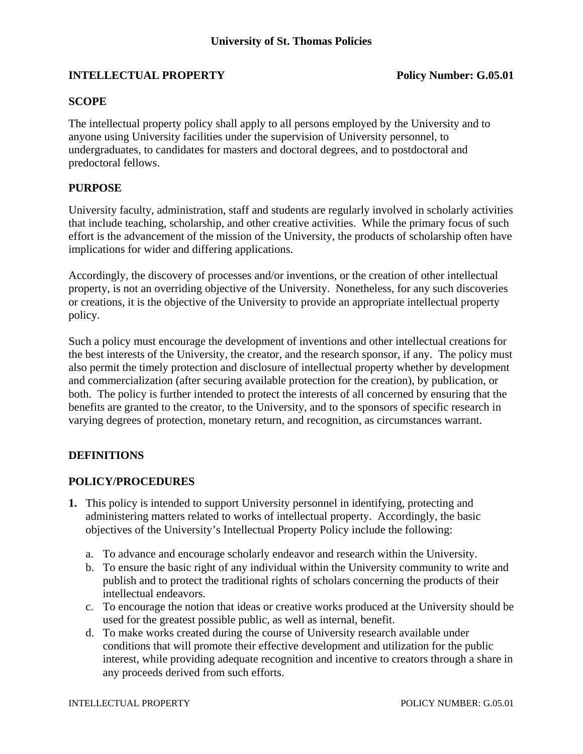# University of St. Thomas Policies

**INTELLECTUAL PROPERTY** **Policy Number: G.05.01**

## SCOPE

The intellectual property policy shall apply to all persons employed by the University and to anyone using University facilities under the supervision of University personnel, to undergraduates, to candidates for masters and doctoral degrees, and to postdoctoral and predoctoral fellows.

## PURPOSE

University faculty, administration, staff and students are regularly involved in scholarly activities that include teaching, scholarship, and other creative activities. While the primary focus of such effort is the advancement of the mission of the University, the products of scholarship often have implications for wider and differing applications.

Accordingly, the discovery of processes and/or inventions, or the creation of other intellectual property, is not an overriding objective of the University. Nonetheless, for any such discoveries or creations, it is the objective of the University to provide an appropriate intellectual property policy.

Such a policy must encourage the development of inventions and other intellectual creations for the best interests of the University, the creator, and the research sponsor, if any. The policy must also permit the timely protection and disclosure of intellectual property whether by development and commercialization (after securing available protection for the creation), by publication, or both. The policy is further intended to protect the interests of all concerned by ensuring that the benefits are granted to the creator, to the University, and to the sponsors of specific research in varying degrees of protection, monetary return, and recognition, as circumstances warrant.

## DEFINITIONS

## POLICY/PROCEDURES

**1.** This policy is intended to support University personnel in identifying, protecting and administering matters related to works of intellectual property. Accordingly, the basic objectives of the University's Intellectual Property Policy include the following:

   a. To advance and encourage scholarly endeavor and research within the University.
   b. To ensure the basic right of any individual within the University community to write and publish and to protect the traditional rights of scholars concerning the products of their intellectual endeavors.
   c. To encourage the notion that ideas or creative works produced at the University should be used for the greatest possible public, as well as internal, benefit.
   d. To make works created during the course of University research available under conditions that will promote their effective development and utilization for the public interest, while providing adequate recognition and incentive to creators through a share in any proceeds derived from such efforts.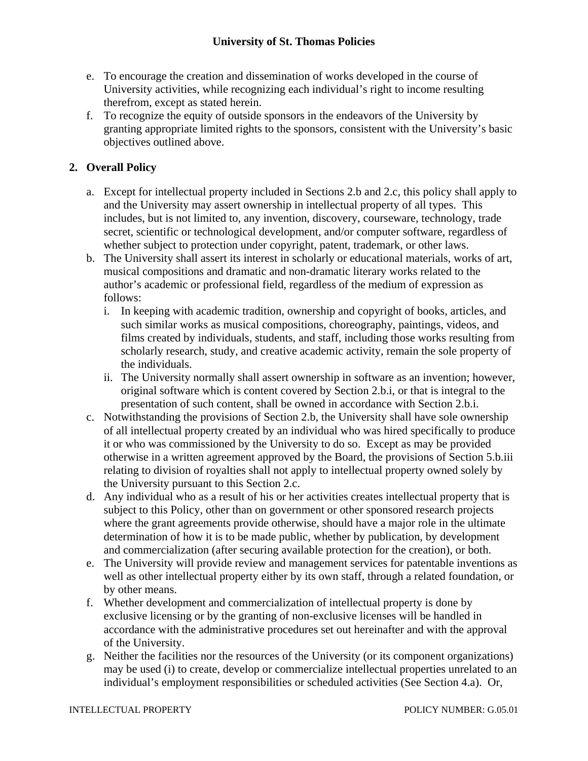e. To encourage the creation and dissemination of works developed in the course of University activities, while recognizing each individual's right to income resulting therefrom, except as stated herein.
f. To recognize the equity of outside sponsors in the endeavors of the University by granting appropriate limited rights to the sponsors, consistent with the University's basic objectives outlined above.

## 2. Overall Policy

a. Except for intellectual property included in Sections 2.b and 2.c, this policy shall apply to and the University may assert ownership in intellectual property of all types. This includes, but is not limited to, any invention, discovery, courseware, technology, trade secret, scientific or technological development, and/or computer software, regardless of whether subject to protection under copyright, patent, trademark, or other laws.
b. The University shall assert its interest in scholarly or educational materials, works of art, musical compositions and dramatic and non-dramatic literary works related to the author's academic or professional field, regardless of the medium of expression as follows:
    i. In keeping with academic tradition, ownership and copyright of books, articles, and such similar works as musical compositions, choreography, paintings, videos, and films created by individuals, students, and staff, including those works resulting from scholarly research, study, and creative academic activity, remain the sole property of the individuals.
    ii. The University normally shall assert ownership in software as an invention; however, original software which is content covered by Section 2.b.i, or that is integral to the presentation of such content, shall be owned in accordance with Section 2.b.i.
c. Notwithstanding the provisions of Section 2.b, the University shall have sole ownership of all intellectual property created by an individual who was hired specifically to produce it or who was commissioned by the University to do so. Except as may be provided otherwise in a written agreement approved by the Board, the provisions of Section 5.b.iii relating to division of royalties shall not apply to intellectual property owned solely by the University pursuant to this Section 2.c.
d. Any individual who as a result of his or her activities creates intellectual property that is subject to this Policy, other than on government or other sponsored research projects where the grant agreements provide otherwise, should have a major role in the ultimate determination of how it is to be made public, whether by publication, by development and commercialization (after securing available protection for the creation), or both.
e. The University will provide review and management services for patentable inventions as well as other intellectual property either by its own staff, through a related foundation, or by other means.
f. Whether development and commercialization of intellectual property is done by exclusive licensing or by the granting of non-exclusive licenses will be handled in accordance with the administrative procedures set out hereinafter and with the approval of the University.
g. Neither the facilities nor the resources of the University (or its component organizations) may be used (i) to create, develop or commercialize intellectual properties unrelated to an individual's employment responsibilities or scheduled activities (See Section 4.a). Or,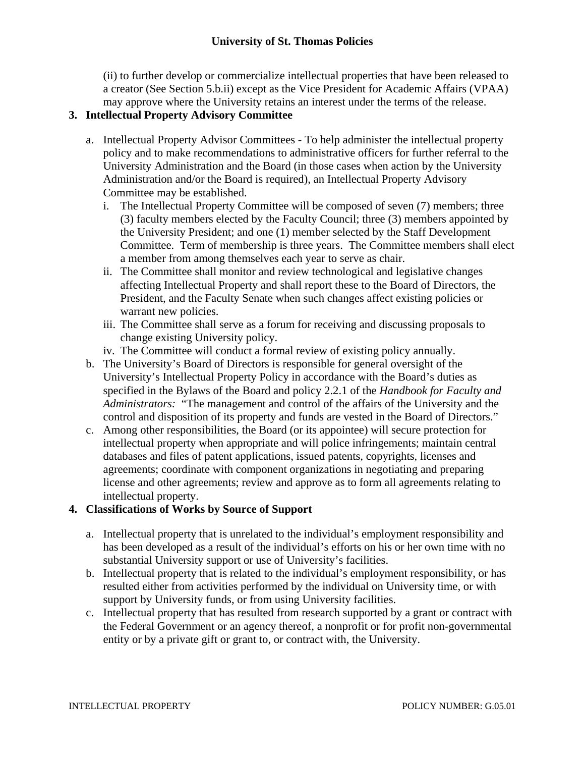(ii) to further develop or commercialize intellectual properties that have been released to a creator (See Section 5.b.ii) except as the Vice President for Academic Affairs (VPAA) may approve where the University retains an interest under the terms of the release.

## 3. Intellectual Property Advisory Committee

a. Intellectual Property Advisor Committees - To help administer the intellectual property policy and to make recommendations to administrative officers for further referral to the University Administration and the Board (in those cases when action by the University Administration and/or the Board is required), an Intellectual Property Advisory Committee may be established.
   i. The Intellectual Property Committee will be composed of seven (7) members; three (3) faculty members elected by the Faculty Council; three (3) members appointed by the University President; and one (1) member selected by the Staff Development Committee. Term of membership is three years. The Committee members shall elect a member from among themselves each year to serve as chair.
   ii. The Committee shall monitor and review technological and legislative changes affecting Intellectual Property and shall report these to the Board of Directors, the President, and the Faculty Senate when such changes affect existing policies or warrant new policies.
   iii. The Committee shall serve as a forum for receiving and discussing proposals to change existing University policy.
   iv. The Committee will conduct a formal review of existing policy annually.

b. The University's Board of Directors is responsible for general oversight of the University's Intellectual Property Policy in accordance with the Board's duties as specified in the Bylaws of the Board and policy 2.2.1 of the *Handbook for Faculty and Administrators:* "The management and control of the affairs of the University and the control and disposition of its property and funds are vested in the Board of Directors."

c. Among other responsibilities, the Board (or its appointee) will secure protection for intellectual property when appropriate and will police infringements; maintain central databases and files of patent applications, issued patents, copyrights, licenses and agreements; coordinate with component organizations in negotiating and preparing license and other agreements; review and approve as to form all agreements relating to intellectual property.

## 4. Classifications of Works by Source of Support

a. Intellectual property that is unrelated to the individual's employment responsibility and has been developed as a result of the individual's efforts on his or her own time with no substantial University support or use of University's facilities.

b. Intellectual property that is related to the individual's employment responsibility, or has resulted either from activities performed by the individual on University time, or with support by University funds, or from using University facilities.

c. Intellectual property that has resulted from research supported by a grant or contract with the Federal Government or an agency thereof, a nonprofit or for profit non-governmental entity or by a private gift or grant to, or contract with, the University.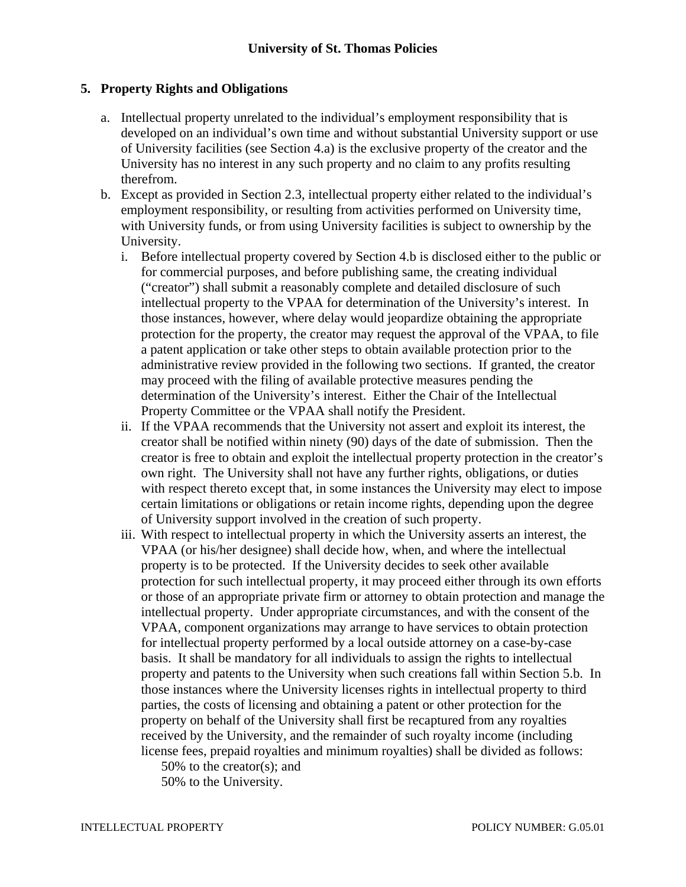## 5. Property Rights and Obligations

a. Intellectual property unrelated to the individual's employment responsibility that is developed on an individual's own time and without substantial University support or use of University facilities (see Section 4.a) is the exclusive property of the creator and the University has no interest in any such property and no claim to any profits resulting therefrom.

b. Except as provided in Section 2.3, intellectual property either related to the individual's employment responsibility, or resulting from activities performed on University time, with University funds, or from using University facilities is subject to ownership by the University.

   i. Before intellectual property covered by Section 4.b is disclosed either to the public or for commercial purposes, and before publishing same, the creating individual ("creator") shall submit a reasonably complete and detailed disclosure of such intellectual property to the VPAA for determination of the University's interest. In those instances, however, where delay would jeopardize obtaining the appropriate protection for the property, the creator may request the approval of the VPAA, to file a patent application or take other steps to obtain available protection prior to the administrative review provided in the following two sections. If granted, the creator may proceed with the filing of available protective measures pending the determination of the University's interest. Either the Chair of the Intellectual Property Committee or the VPAA shall notify the President.

   ii. If the VPAA recommends that the University not assert and exploit its interest, the creator shall be notified within ninety (90) days of the date of submission. Then the creator is free to obtain and exploit the intellectual property protection in the creator's own right. The University shall not have any further rights, obligations, or duties with respect thereto except that, in some instances the University may elect to impose certain limitations or obligations or retain income rights, depending upon the degree of University support involved in the creation of such property.

   iii. With respect to intellectual property in which the University asserts an interest, the VPAA (or his/her designee) shall decide how, when, and where the intellectual property is to be protected. If the University decides to seek other available protection for such intellectual property, it may proceed either through its own efforts or those of an appropriate private firm or attorney to obtain protection and manage the intellectual property. Under appropriate circumstances, and with the consent of the VPAA, component organizations may arrange to have services to obtain protection for intellectual property performed by a local outside attorney on a case-by-case basis. It shall be mandatory for all individuals to assign the rights to intellectual property and patents to the University when such creations fall within Section 5.b. In those instances where the University licenses rights in intellectual property to third parties, the costs of licensing and obtaining a patent or other protection for the property on behalf of the University shall first be recaptured from any royalties received by the University, and the remainder of such royalty income (including license fees, prepaid royalties and minimum royalties) shall be divided as follows:

      50% to the creator(s); and
      50% to the University.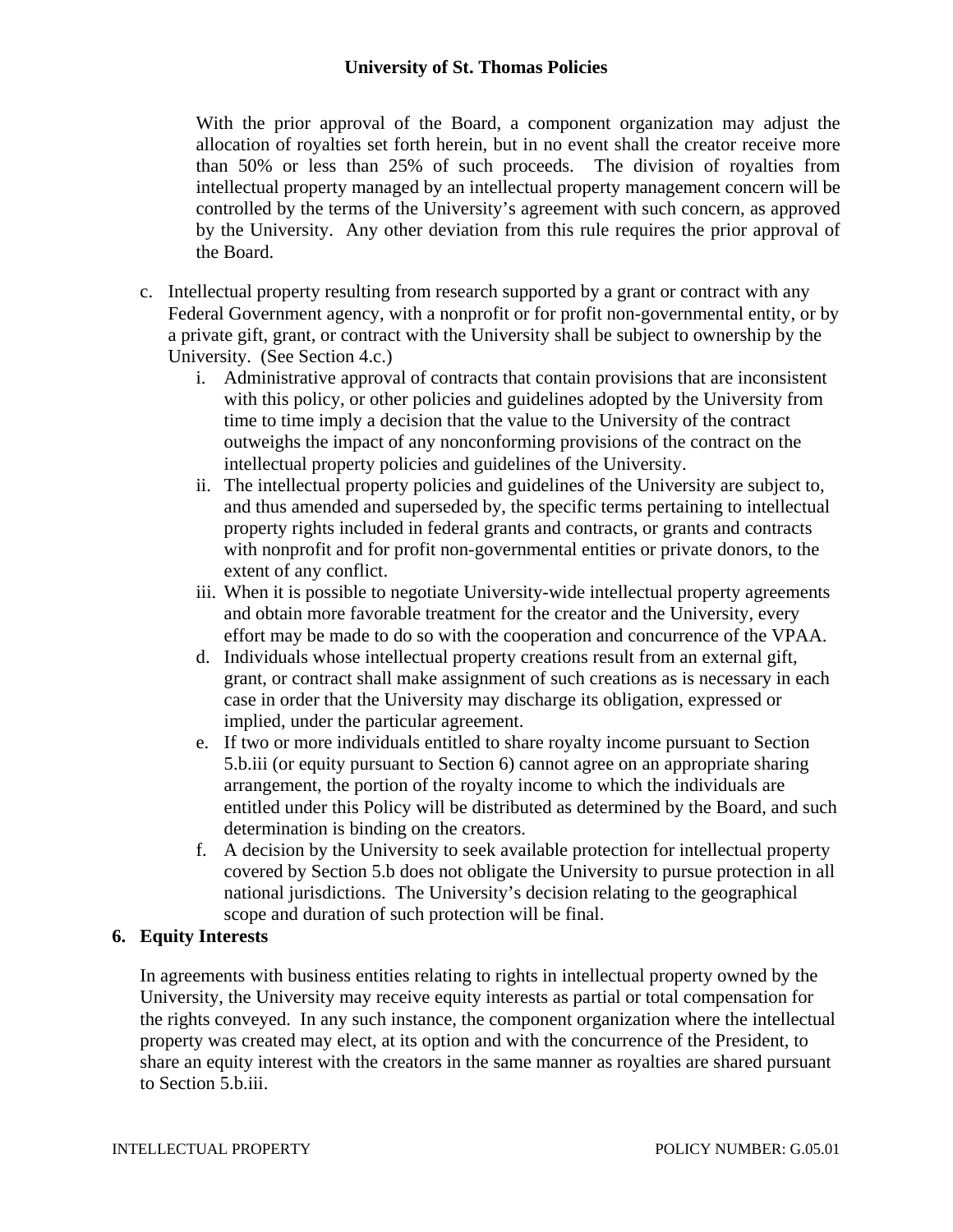With the prior approval of the Board, a component organization may adjust the allocation of royalties set forth herein, but in no event shall the creator receive more than 50% or less than 25% of such proceeds. The division of royalties from intellectual property managed by an intellectual property management concern will be controlled by the terms of the University's agreement with such concern, as approved by the University. Any other deviation from this rule requires the prior approval of the Board.

c. Intellectual property resulting from research supported by a grant or contract with any Federal Government agency, with a nonprofit or for profit non-governmental entity, or by a private gift, grant, or contract with the University shall be subject to ownership by the University. (See Section 4.c.)
   i. Administrative approval of contracts that contain provisions that are inconsistent with this policy, or other policies and guidelines adopted by the University from time to time imply a decision that the value to the University of the contract outweighs the impact of any nonconforming provisions of the contract on the intellectual property policies and guidelines of the University.
   ii. The intellectual property policies and guidelines of the University are subject to, and thus amended and superseded by, the specific terms pertaining to intellectual property rights included in federal grants and contracts, or grants and contracts with nonprofit and for profit non-governmental entities or private donors, to the extent of any conflict.
   iii. When it is possible to negotiate University-wide intellectual property agreements and obtain more favorable treatment for the creator and the University, every effort may be made to do so with the cooperation and concurrence of the VPAA.
   d. Individuals whose intellectual property creations result from an external gift, grant, or contract shall make assignment of such creations as is necessary in each case in order that the University may discharge its obligation, expressed or implied, under the particular agreement.
   e. If two or more individuals entitled to share royalty income pursuant to Section 5.b.iii (or equity pursuant to Section 6) cannot agree on an appropriate sharing arrangement, the portion of the royalty income to which the individuals are entitled under this Policy will be distributed as determined by the Board, and such determination is binding on the creators.
   f. A decision by the University to seek available protection for intellectual property covered by Section 5.b does not obligate the University to pursue protection in all national jurisdictions. The University's decision relating to the geographical scope and duration of such protection will be final.

### 6. Equity Interests

In agreements with business entities relating to rights in intellectual property owned by the University, the University may receive equity interests as partial or total compensation for the rights conveyed. In any such instance, the component organization where the intellectual property was created may elect, at its option and with the concurrence of the President, to share an equity interest with the creators in the same manner as royalties are shared pursuant to Section 5.b.iii.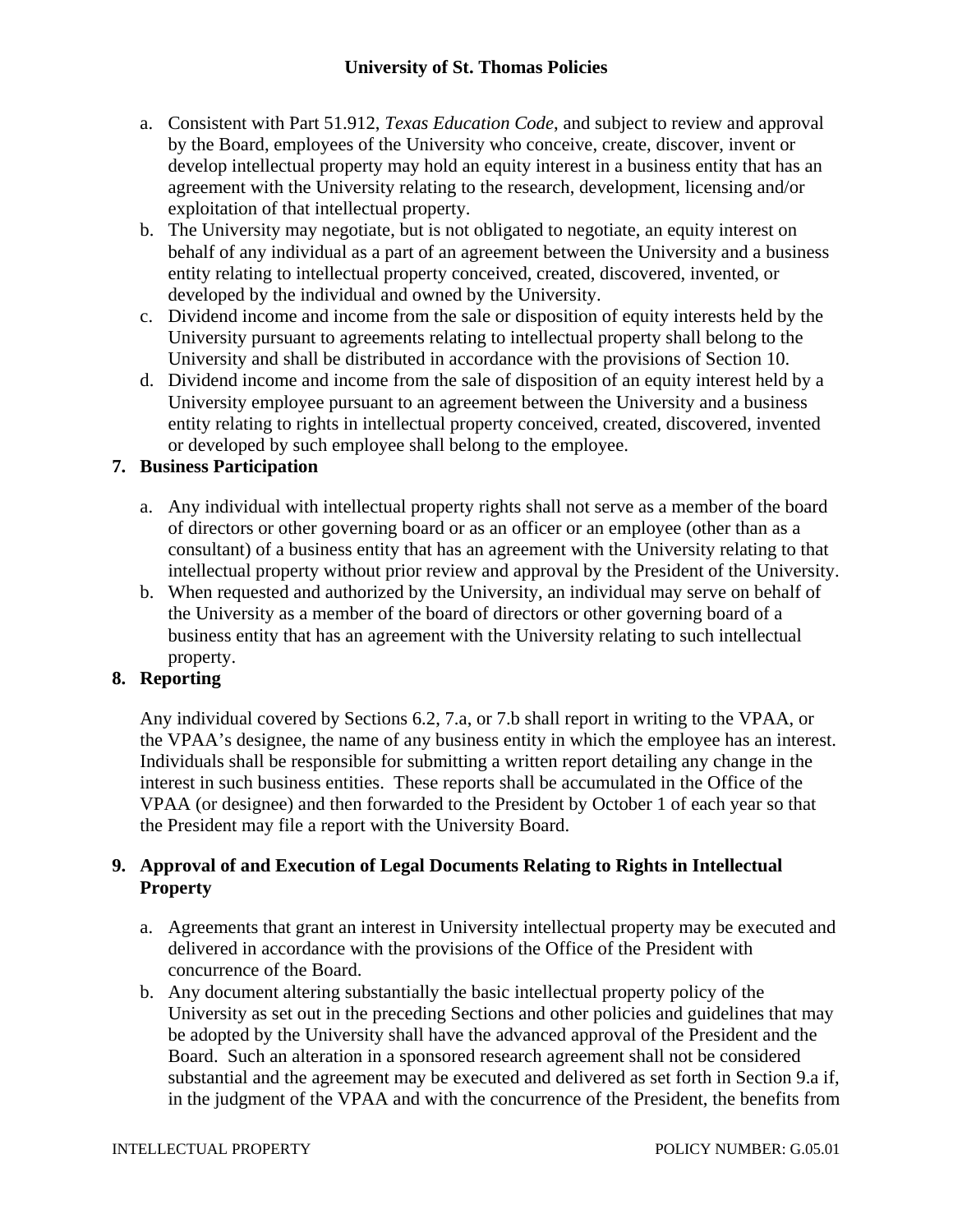a. Consistent with Part 51.912, *Texas Education Code*, and subject to review and approval by the Board, employees of the University who conceive, create, discover, invent or develop intellectual property may hold an equity interest in a business entity that has an agreement with the University relating to the research, development, licensing and/or exploitation of that intellectual property.
b. The University may negotiate, but is not obligated to negotiate, an equity interest on behalf of any individual as a part of an agreement between the University and a business entity relating to intellectual property conceived, created, discovered, invented, or developed by the individual and owned by the University.
c. Dividend income and income from the sale or disposition of equity interests held by the University pursuant to agreements relating to intellectual property shall belong to the University and shall be distributed in accordance with the provisions of Section 10.
d. Dividend income and income from the sale of disposition of an equity interest held by a University employee pursuant to an agreement between the University and a business entity relating to rights in intellectual property conceived, created, discovered, invented or developed by such employee shall belong to the employee.

**7. Business Participation**

a. Any individual with intellectual property rights shall not serve as a member of the board of directors or other governing board or as an officer or an employee (other than as a consultant) of a business entity that has an agreement with the University relating to that intellectual property without prior review and approval by the President of the University.
b. When requested and authorized by the University, an individual may serve on behalf of the University as a member of the board of directors or other governing board of a business entity that has an agreement with the University relating to such intellectual property.

**8. Reporting**

Any individual covered by Sections 6.2, 7.a, or 7.b shall report in writing to the VPAA, or the VPAA's designee, the name of any business entity in which the employee has an interest. Individuals shall be responsible for submitting a written report detailing any change in the interest in such business entities. These reports shall be accumulated in the Office of the VPAA (or designee) and then forwarded to the President by October 1 of each year so that the President may file a report with the University Board.

**9. Approval of and Execution of Legal Documents Relating to Rights in Intellectual Property**

a. Agreements that grant an interest in University intellectual property may be executed and delivered in accordance with the provisions of the Office of the President with concurrence of the Board.
b. Any document altering substantially the basic intellectual property policy of the University as set out in the preceding Sections and other policies and guidelines that may be adopted by the University shall have the advanced approval of the President and the Board. Such an alteration in a sponsored research agreement shall not be considered substantial and the agreement may be executed and delivered as set forth in Section 9.a if, in the judgment of the VPAA and with the concurrence of the President, the benefits from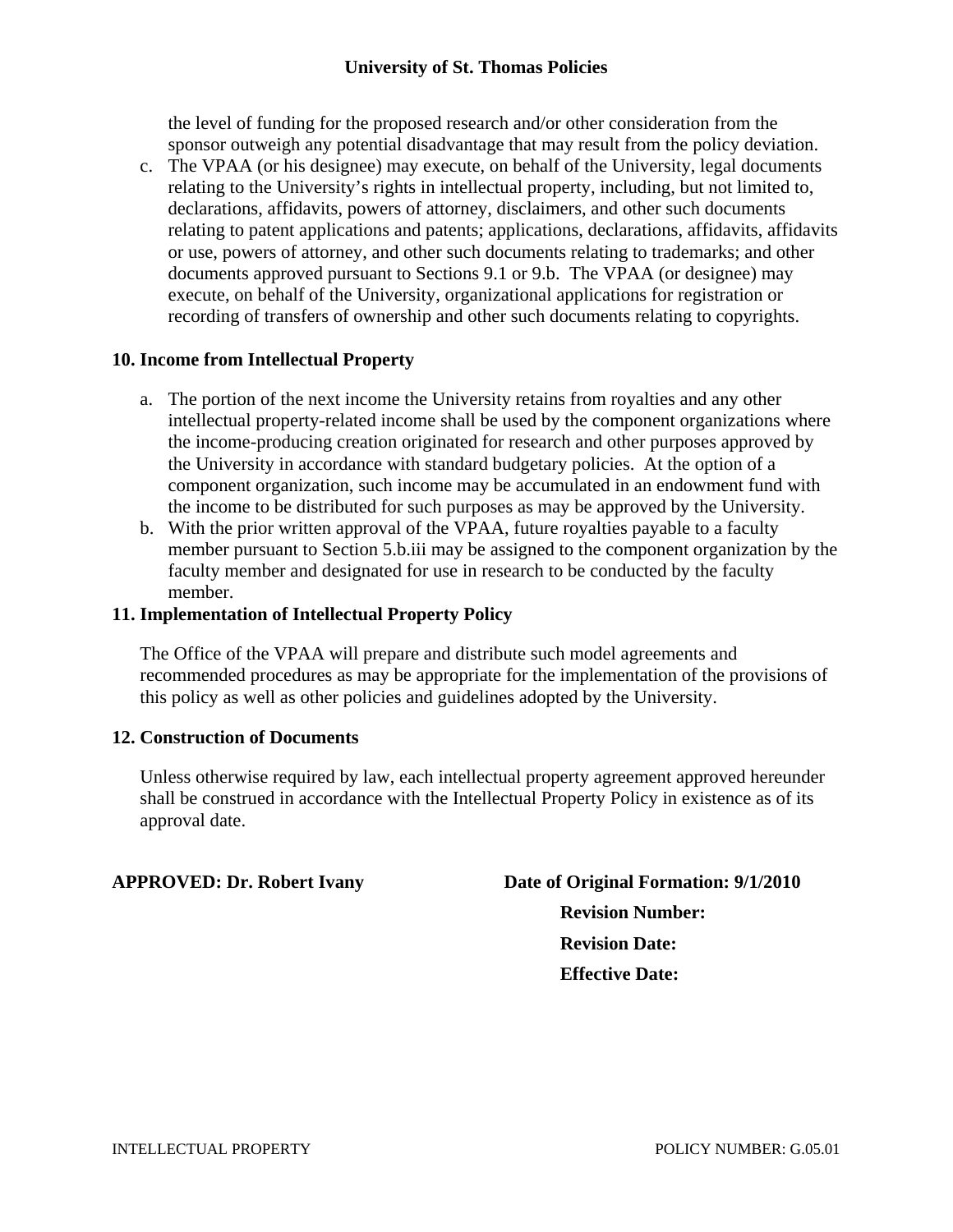the level of funding for the proposed research and/or other consideration from the sponsor outweigh any potential disadvantage that may result from the policy deviation.

c. The VPAA (or his designee) may execute, on behalf of the University, legal documents relating to the University's rights in intellectual property, including, but not limited to, declarations, affidavits, powers of attorney, disclaimers, and other such documents relating to patent applications and patents; applications, declarations, affidavits, affidavits or use, powers of attorney, and other such documents relating to trademarks; and other documents approved pursuant to Sections 9.1 or 9.b. The VPAA (or designee) may execute, on behalf of the University, organizational applications for registration or recording of transfers of ownership and other such documents relating to copyrights.

**10. Income from Intellectual Property**

a. The portion of the next income the University retains from royalties and any other intellectual property-related income shall be used by the component organizations where the income-producing creation originated for research and other purposes approved by the University in accordance with standard budgetary policies. At the option of a component organization, such income may be accumulated in an endowment fund with the income to be distributed for such purposes as may be approved by the University.
b. With the prior written approval of the VPAA, future royalties payable to a faculty member pursuant to Section 5.b.iii may be assigned to the component organization by the faculty member and designated for use in research to be conducted by the faculty member.

**11. Implementation of Intellectual Property Policy**

The Office of the VPAA will prepare and distribute such model agreements and recommended procedures as may be appropriate for the implementation of the provisions of this policy as well as other policies and guidelines adopted by the University.

**12. Construction of Documents**

Unless otherwise required by law, each intellectual property agreement approved hereunder shall be construed in accordance with the Intellectual Property Policy in existence as of its approval date.

**APPROVED: Dr. Robert Ivany**

**Date of Original Formation: 9/1/2010**

**Revision Number:**

**Revision Date:**

**Effective Date:**